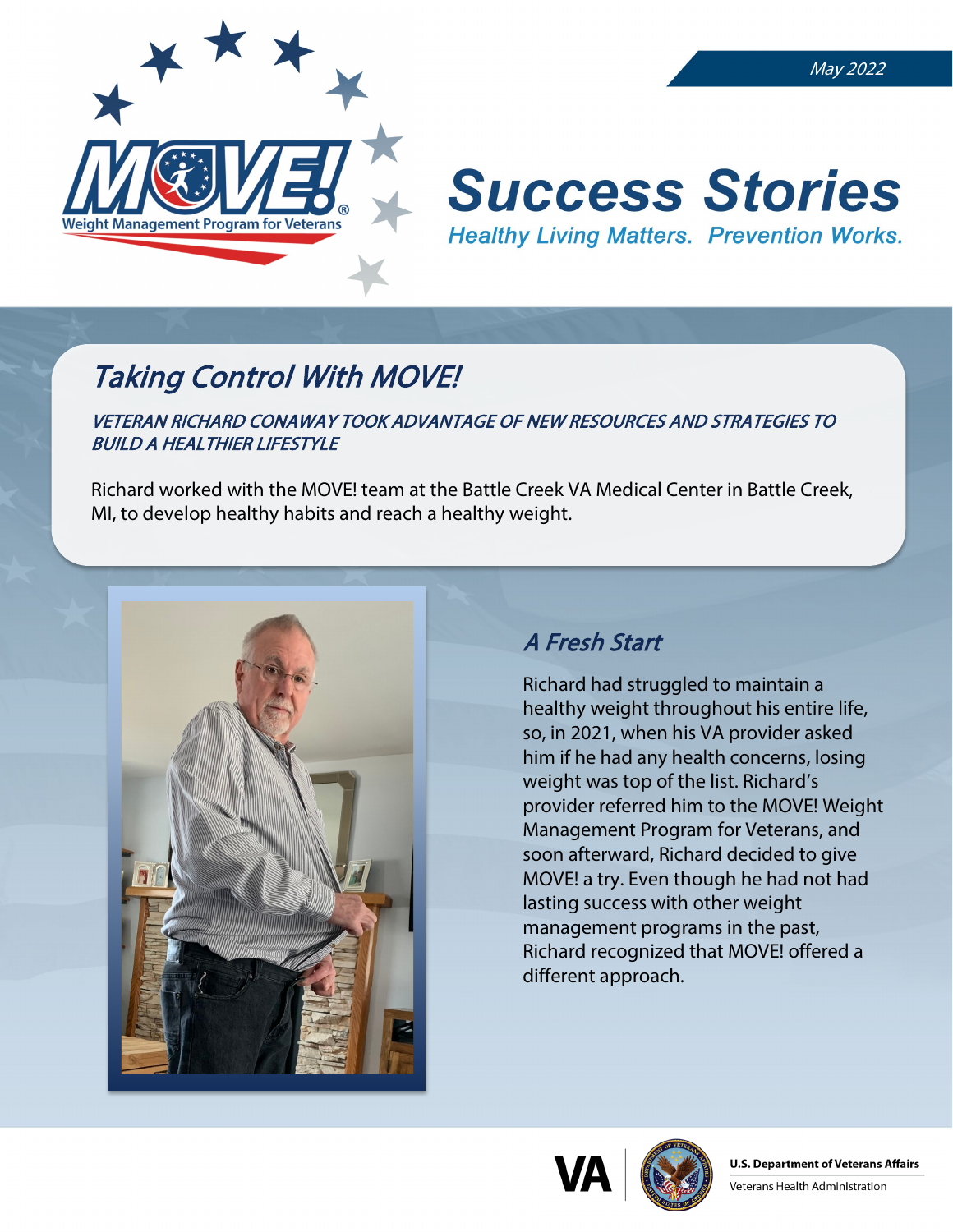May 2022

# Success Stories

*Healthy Living Matters. Prevention Works.*

## Taking Control With MOVE!

*VETERAN RICHARD CONAWAY TOOK ADVANTAGE OF NEW RESOURCES AND STRATEGIES TO BUILD A HEALTHIER LIFESTYLE*

Richard worked with the MOVE! team at the Battle Creek VA Medical Center in Battle Creek, MI, to develop healthy habits and reach a healthy weight.

### A Fresh Start

Richard had struggled to maintain a healthy weight throughout his entire life, so, in 2021, when his VA provider asked him if he had any health concerns, losing weight was top of the list. Richard's provider referred him to the MOVE! Weight Management Program for Veterans, and soon afterward, Richard decided to give MOVE! a try. Even though he had not had lasting success with other weight management programs in the past, Richard recognized that MOVE! offered a different approach.

U.S. Department of Veterans Affairs
Veterans Health Administration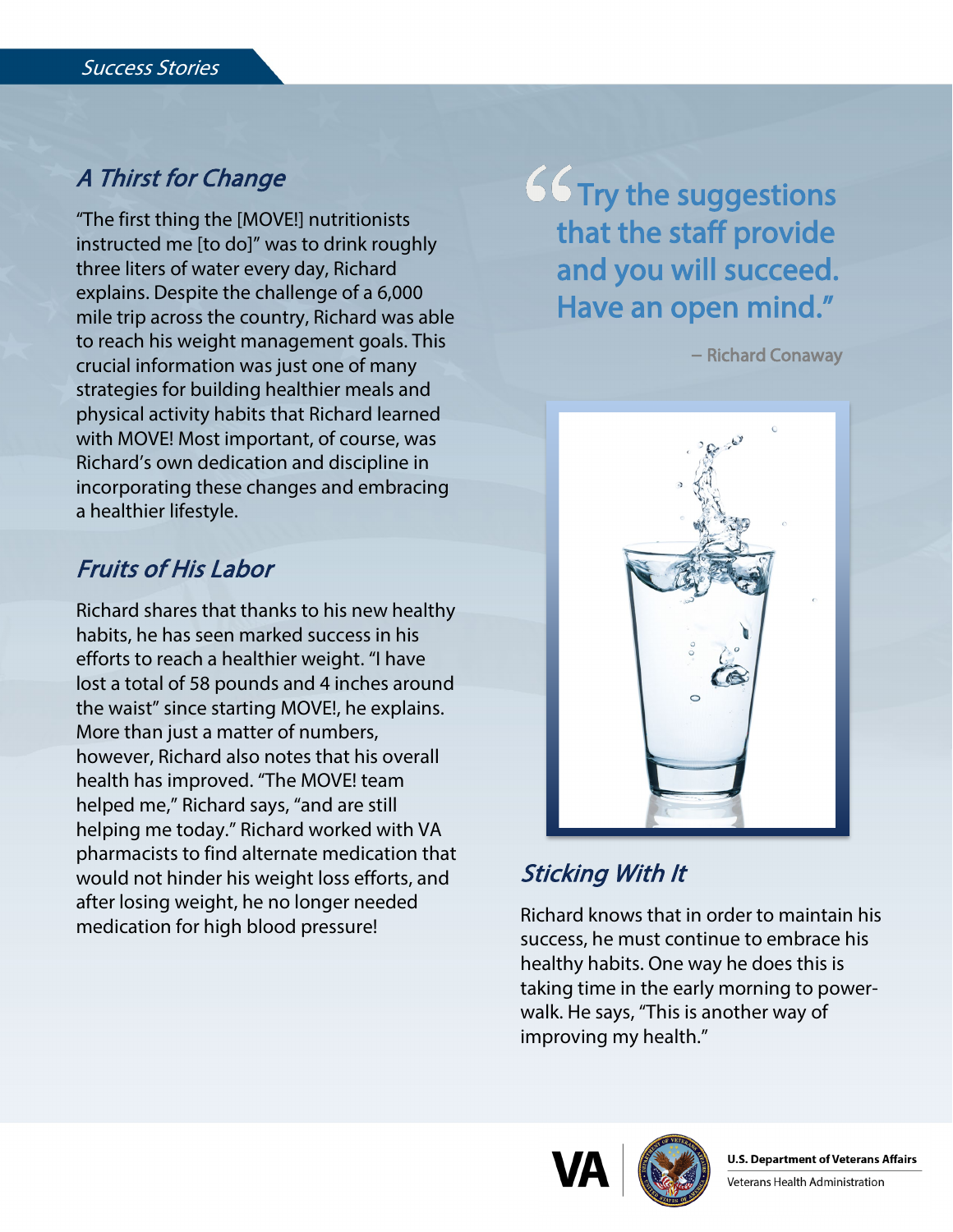## A Thirst for Change

"The first thing the [MOVE!] nutritionists instructed me [to do]" was to drink roughly three liters of water every day, Richard explains. Despite the challenge of a 6,000 mile trip across the country, Richard was able to reach his weight management goals. This crucial information was just one of many strategies for building healthier meals and physical activity habits that Richard learned with MOVE! Most important, of course, was Richard's own dedication and discipline in incorporating these changes and embracing a healthier lifestyle.

## Fruits of His Labor

Richard shares that thanks to his new healthy habits, he has seen marked success in his efforts to reach a healthier weight. "I have lost a total of 58 pounds and 4 inches around the waist" since starting MOVE!, he explains. More than just a matter of numbers, however, Richard also notes that his overall health has improved. "The MOVE! team helped me," Richard says, "and are still helping me today." Richard worked with VA pharmacists to find alternate medication that would not hinder his weight loss efforts, and after losing weight, he no longer needed medication for high blood pressure!

> "Try the suggestions that the staff provide and you will succeed. Have an open mind."
>
> – Richard Conaway

## Sticking With It

Richard knows that in order to maintain his success, he must continue to embrace his healthy habits. One way he does this is taking time in the early morning to power-walk. He says, "This is another way of improving my health."